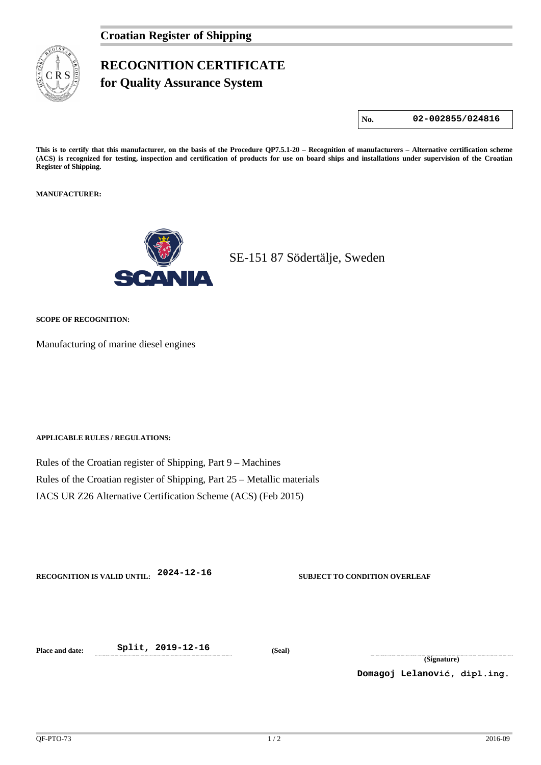**Croatian Register of Shipping**

# RECOGNITION CERTIFICATE
## for Quality Assurance System

| No. | 02-002855/024816 |
|---|---|

**This is to certify that this manufacturer, on the basis of the Procedure QP7.5.1-20 – Recognition of manufacturers – Alternative certification scheme (ACS) is recognized for testing, inspection and certification of products for use on board ships and installations under supervision of the Croatian Register of Shipping.**

**MANUFACTURER:**

SCANIA

SE-151 87 Södertälje, Sweden

**SCOPE OF RECOGNITION:**

Manufacturing of marine diesel engines

**APPLICABLE RULES / REGULATIONS:**

Rules of the Croatian register of Shipping, Part 9 – Machines

Rules of the Croatian register of Shipping, Part 25 – Metallic materials

IACS UR Z26 Alternative Certification Scheme (ACS) (Feb 2015)

**RECOGNITION IS VALID UNTIL:** 2024-12-16

**SUBJECT TO CONDITION OVERLEAF**

**Place and date:** Split, 2019-12-16

**(Seal)**

**(Signature)**

Domagoj Lelanović, dipl.ing.

QF-PTO-73 2016-09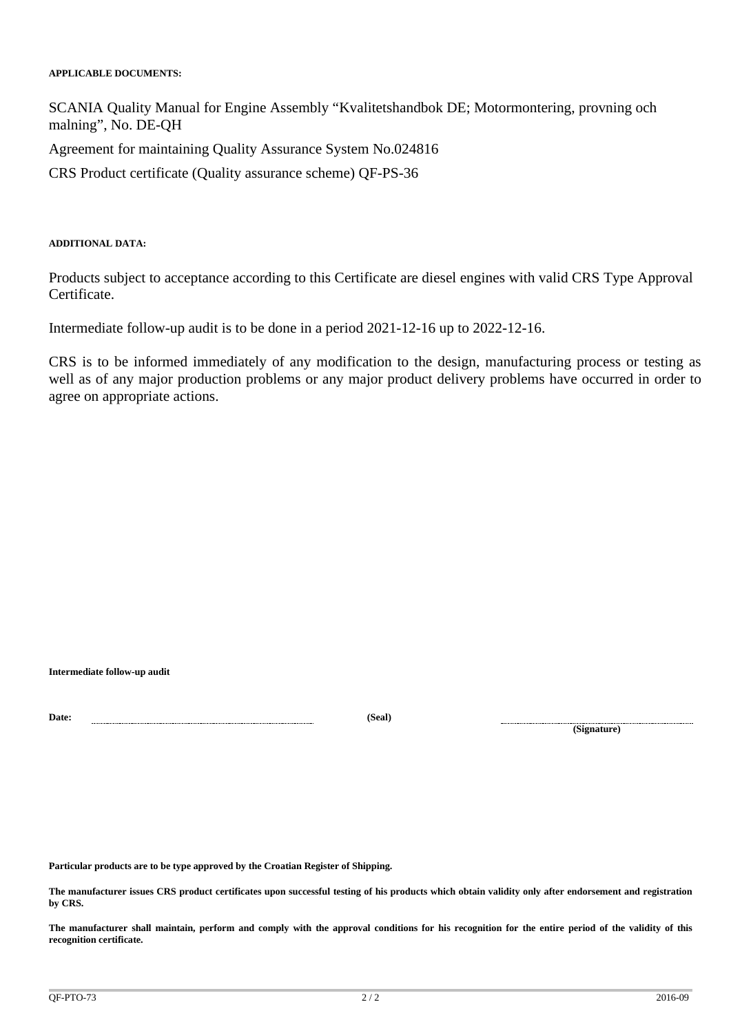**APPLICABLE DOCUMENTS:**

SCANIA Quality Manual for Engine Assembly “Kvalitetshandbok DE; Motormontering, provning och malning”, No. DE-QH

Agreement for maintaining Quality Assurance System No.024816

CRS Product certificate (Quality assurance scheme) QF-PS-36

**ADDITIONAL DATA:**

Products subject to acceptance according to this Certificate are diesel engines with valid CRS Type Approval Certificate.

Intermediate follow-up audit is to be done in a period 2021-12-16 up to 2022-12-16.

CRS is to be informed immediately of any modification to the design, manufacturing process or testing as well as of any major production problems or any major product delivery problems have occurred in order to agree on appropriate actions.

**Intermediate follow-up audit**

**Date:** .................................................... **(Seal)** ....................................................

**(Signature)**

**Particular products are to be type approved by the Croatian Register of Shipping.**

**The manufacturer issues CRS product certificates upon successful testing of his products which obtain validity only after endorsement and registration by CRS.**

**The manufacturer shall maintain, perform and comply with the approval conditions for his recognition for the entire period of the validity of this recognition certificate.**

QF-PTO-73 2016-09